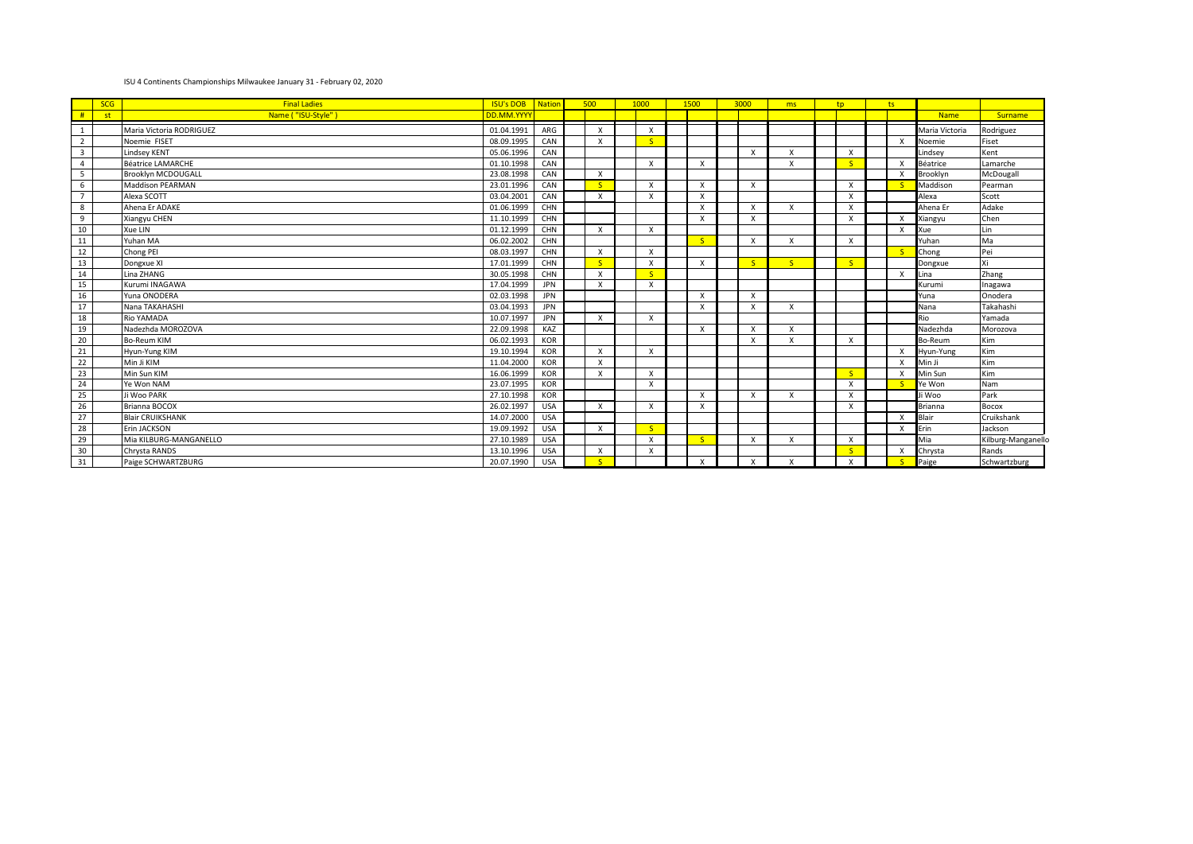ISU 4 Continents Championships Milwaukee January 31 - February 02, 2020

| | SCG | Final Ladies | ISU's DOB | Nation | 500 | 1000 | 1500 | 3000 | ms | tp | ts | | |
|---|---|---|---|---|---|---|---|---|---|---|---|---|---|
| # | st | Name ( "ISU-Style" ) | DD.MM.YYYY | | | | | | | | | Name | Surname |
| 1 | | Maria Victoria RODRIGUEZ | 01.04.1991 | ARG | X | X | | | | | | Maria Victoria | Rodriguez |
| 2 | | Noemie FISET | 08.09.1995 | CAN | X | S | | | | | X | Noemie | Fiset |
| 3 | | Lindsey KENT | 05.06.1996 | CAN | | | | X | X | X | | Lindsey | Kent |
| 4 | | Béatrice LAMARCHE | 01.10.1998 | CAN | | X | X | | X | S | X | Béatrice | Lamarche |
| 5 | | Brooklyn MCDOUGALL | 23.08.1998 | CAN | X | | | | | | X | Brooklyn | McDougall |
| 6 | | Maddison PEARMAN | 23.01.1996 | CAN | S | X | X | X | | X | S | Maddison | Pearman |
| 7 | | Alexa SCOTT | 03.04.2001 | CAN | X | X | X | | | X | | Alexa | Scott |
| 8 | | Ahena Er ADAKE | 01.06.1999 | CHN | | | X | X | X | X | | Ahena Er | Adake |
| 9 | | Xiangyu CHEN | 11.10.1999 | CHN | | | X | X | | X | X | Xiangyu | Chen |
| 10 | | Xue LIN | 01.12.1999 | CHN | X | X | | | | | X | Xue | Lin |
| 11 | | Yuhan MA | 06.02.2002 | CHN | | | S | X | X | X | | Yuhan | Ma |
| 12 | | Chong PEI | 08.03.1997 | CHN | X | X | | | | | S | Chong | Pei |
| 13 | | Dongxue XI | 17.01.1999 | CHN | S | X | X | S | S | S | | Dongxue | Xi |
| 14 | | Lina ZHANG | 30.05.1998 | CHN | X | S | | | | | X | Lina | Zhang |
| 15 | | Kurumi INAGAWA | 17.04.1999 | JPN | X | X | | | | | | Kurumi | Inagawa |
| 16 | | Yuna ONODERA | 02.03.1998 | JPN | | | X | X | | | | Yuna | Onodera |
| 17 | | Nana TAKAHASHI | 03.04.1993 | JPN | | | X | X | X | | | Nana | Takahashi |
| 18 | | Rio YAMADA | 10.07.1997 | JPN | X | X | | | | | | Rio | Yamada |
| 19 | | Nadezhda MOROZOVA | 22.09.1998 | KAZ | | | X | X | X | | | Nadezhda | Morozova |
| 20 | | Bo-Reum KIM | 06.02.1993 | KOR | | | | X | X | X | | Bo-Reum | Kim |
| 21 | | Hyun-Yung KIM | 19.10.1994 | KOR | X | X | | | | | X | Hyun-Yung | Kim |
| 22 | | Min Ji KIM | 11.04.2000 | KOR | X | | | | | | X | Min Ji | Kim |
| 23 | | Min Sun KIM | 16.06.1999 | KOR | X | X | | | | S | X | Min Sun | Kim |
| 24 | | Ye Won NAM | 23.07.1995 | KOR | | X | | | | X | S | Ye Won | Nam |
| 25 | | Ji Woo PARK | 27.10.1998 | KOR | | | X | X | X | X | | Ji Woo | Park |
| 26 | | Brianna BOCOX | 26.02.1997 | USA | X | X | X | | | X | | Brianna | Bocox |
| 27 | | Blair CRUIKSHANK | 14.07.2000 | USA | | | | | | | X | Blair | Cruikshank |
| 28 | | Erin JACKSON | 19.09.1992 | USA | X | S | | | | | X | Erin | Jackson |
| 29 | | Mia KILBURG-MANGANELLO | 27.10.1989 | USA | | X | S | X | X | X | | Mia | Kilburg-Manganello |
| 30 | | Chrysta RANDS | 13.10.1996 | USA | X | X | | | | S | X | Chrysta | Rands |
| 31 | | Paige SCHWARTZBURG | 20.07.1990 | USA | S | | X | X | X | X | S | Paige | Schwartzburg |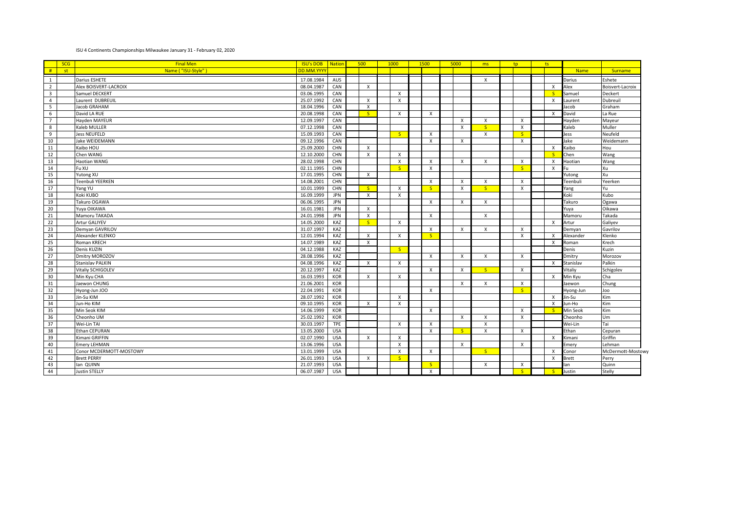ISU 4 Continents Championships Milwaukee January 31 - February 02, 2020

| | SCG | Final Men | ISU's DOB | Nation | 500 | 1000 | 1500 | 5000 | ms | tp | ts | | |
|---|---|---|---|---|---|---|---|---|---|---|---|---|---|
| # | st | Name ( "ISU-Style" ) | DD.MM.YYYY | | | | | | | | | Name | Surname |
| 1 | | Darius ESHETE | 17.08.1984 | AUS | | | | | X | | | Darius | Eshete |
| 2 | | Alex BOISVERT-LACROIX | 08.04.1987 | CAN | X | | | | | | X | Alex | Boisvert-Lacroix |
| 3 | | Samuel DECKERT | 03.06.1995 | CAN | | X | | | | | S | Samuel | Deckert |
| 4 | | Laurent DUBREUIL | 25.07.1992 | CAN | X | X | | | | | X | Laurent | Dubreuil |
| 5 | | Jacob GRAHAM | 18.04.1996 | CAN | X | | | | | | | Jacob | Graham |
| 6 | | David LA RUE | 20.08.1998 | CAN | S | X | X | | | | X | David | La Rue |
| 7 | | Hayden MAYEUR | 12.09.1997 | CAN | | | | X | X | X | | Hayden | Mayeur |
| 8 | | Kaleb MULLER | 07.12.1998 | CAN | | | | X | S | X | | Kaleb | Muller |
| 9 | | Jess NEUFELD | 15.09.1993 | CAN | | S | X | | X | S | | Jess | Neufeld |
| 10 | | Jake WEIDEMANN | 09.12.1996 | CAN | | | X | X | | X | | Jake | Weidemann |
| 11 | | Kaibo HOU | 25.09.2000 | CHN | X | | | | | | X | Kaibo | Hou |
| 12 | | Chen WANG | 12.10.2000 | CHN | X | X | | | | | S | Chen | Wang |
| 13 | | Haotian WANG | 28.02.1998 | CHN | | X | X | X | X | X | X | Haotian | Wang |
| 14 | | Fu XU | 02.11.1995 | CHN | | S | X | | | S | X | Fu | Xu |
| 15 | | Yutong XU | 17.01.1995 | CHN | X | | | | | | | Yutong | Xu |
| 16 | | Teenbuli YEERKEN | 14.08.2001 | CHN | | | X | X | X | X | | Teenbuli | Yeerken |
| 17 | | Yang YU | 10.01.1999 | CHN | S | X | S | X | S | X | | Yang | Yu |
| 18 | | Koki KUBO | 16.09.1999 | JPN | X | X | | | | | | Koki | Kubo |
| 19 | | Takuro OGAWA | 06.06.1995 | JPN | | | X | X | X | | | Takuro | Ogawa |
| 20 | | Yuya OIKAWA | 16.01.1981 | JPN | X | | | | | | | Yuya | Oikawa |
| 21 | | Mamoru TAKADA | 24.01.1998 | JPN | X | | X | | X | | | Mamoru | Takada |
| 22 | | Artur GALIYEV | 14.05.2000 | KAZ | S | X | | | | | X | Artur | Galiyev |
| 23 | | Demyan GAVRILOV | 31.07.1997 | KAZ | | | X | X | X | X | | Demyan | Gavrilov |
| 24 | | Alexander KLENKO | 12.01.1994 | KAZ | X | X | S | | | X | X | Alexander | Klenko |
| 25 | | Roman KRECH | 14.07.1989 | KAZ | X | | | | | | X | Roman | Krech |
| 26 | | Denis KUZIN | 04.12.1988 | KAZ | | S | | | | | | Denis | Kuzin |
| 27 | | Dmitry MOROZOV | 28.08.1996 | KAZ | | | X | X | X | X | | Dmitry | Morozov |
| 28 | | Stanislav PALKIN | 04.08.1996 | KAZ | X | X | | | | | X | Stanislav | Palkin |
| 29 | | Vitaliy SCHIGOLEV | 20.12.1997 | KAZ | | | X | X | S | X | | Vitaliy | Schigolev |
| 30 | | Min Kyu CHA | 16.03.1993 | KOR | X | X | | | | | X | Min Kyu | Cha |
| 31 | | Jaewon CHUNG | 21.06.2001 | KOR | | | | X | X | X | | Jaewon | Chung |
| 32 | | Hyong-Jun JOO | 22.04.1991 | KOR | | | X | | | S | | Hyong-Jun | Joo |
| 33 | | Jin-Su KIM | 28.07.1992 | KOR | | X | | | | | X | Jin-Su | Kim |
| 34 | | Jun-Ho KIM | 09.10.1995 | KOR | X | X | | | | | X | Jun-Ho | Kim |
| 35 | | Min Seok KIM | 14.06.1999 | KOR | | | X | | | X | S | Min Seok | Kim |
| 36 | | Cheonho UM | 25.02.1992 | KOR | | | | X | X | X | | Cheonho | Um |
| 37 | | Wei-Lin TAI | 30.03.1997 | TPE | | X | X | | X | | | Wei-Lin | Tai |
| 38 | | Ethan CEPURAN | 13.05.2000 | USA | | | X | S | X | X | | Ethan | Cepuran |
| 39 | | Kimani GRIFFIN | 02.07.1990 | USA | X | X | | | | | X | Kimani | Griffin |
| 40 | | Emery LEHMAN | 13.06.1996 | USA | | X | | X | | X | | Emery | Lehman |
| 41 | | Conor MCDERMOTT-MOSTOWY | 13.01.1999 | USA | | X | X | | S | | X | Conor | McDermott-Mostowy |
| 42 | | Brett PERRY | 26.01.1993 | USA | X | S | | | | | X | Brett | Perry |
| 43 | | Ian QUINN | 21.07.1993 | USA | | | S | | X | X | | Ian | Quinn |
| 44 | | Justin STELLY | 06.07.1987 | USA | | | X | | | S | S | Justin | Stelly |